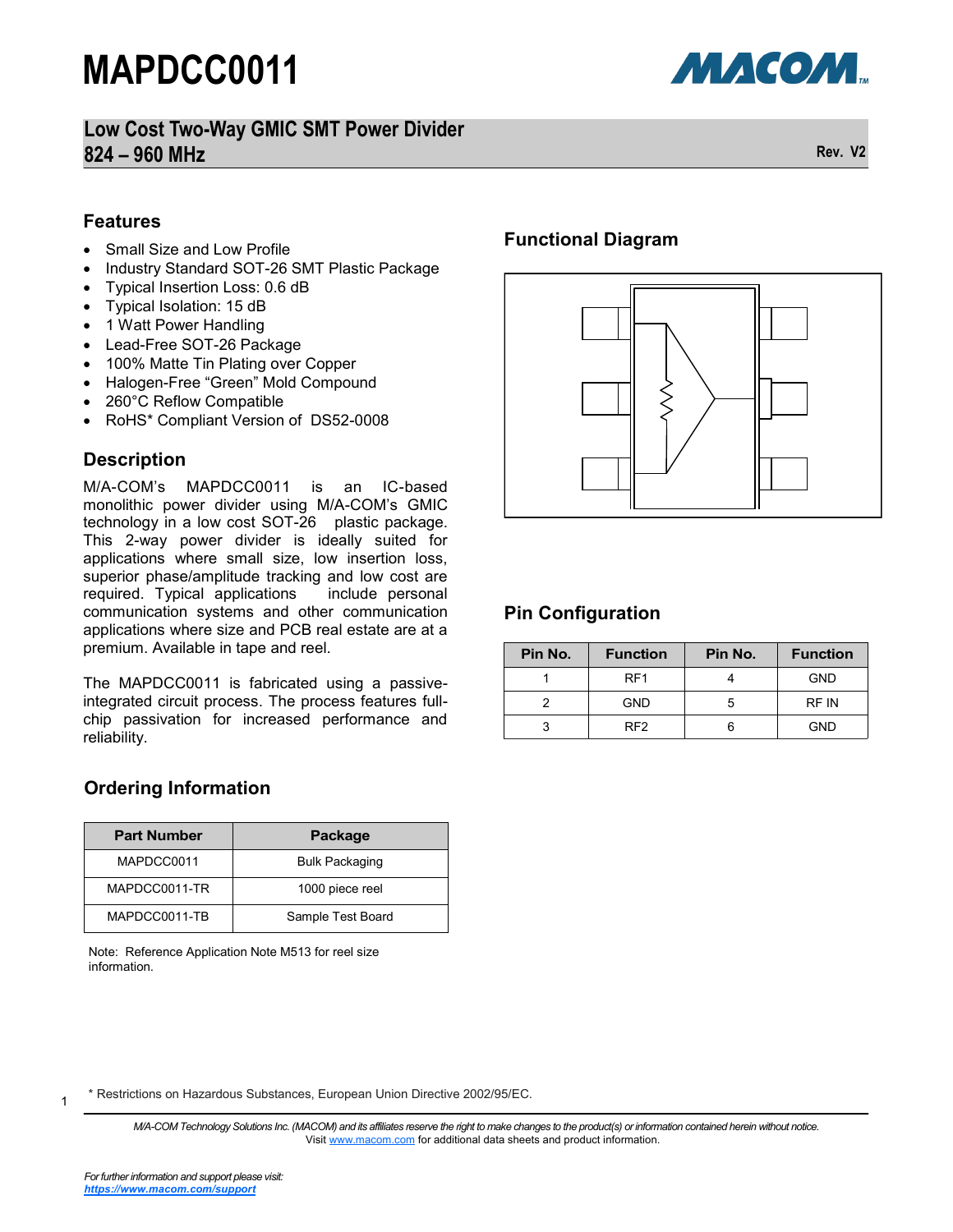# MAPDCC0011

## Low Cost Two-Way GMIC SMT Power Divider 824 – 960 MHz

Rev. V2

## Features

- Small Size and Low Profile
- Industry Standard SOT-26 SMT Plastic Package
- Typical Insertion Loss: 0.6 dB
- Typical Isolation: 15 dB
- 1 Watt Power Handling
- Lead-Free SOT-26 Package
- 100% Matte Tin Plating over Copper
- Halogen-Free “Green” Mold Compound
- 260°C Reflow Compatible
- RoHS* Compliant Version of DS52-0008

## Description

M/A-COM’s MAPDCC0011 is an IC-based monolithic power divider using M/A-COM’s GMIC technology in a low cost SOT-26 plastic package. This 2-way power divider is ideally suited for applications where small size, low insertion loss, superior phase/amplitude tracking and low cost are required. Typical applications include personal communication systems and other communication applications where size and PCB real estate are at a premium. Available in tape and reel.

The MAPDCC0011 is fabricated using a passive-integrated circuit process. The process features full-chip passivation for increased performance and reliability.

## Ordering Information

| Part Number | Package |
|---|---|
| MAPDCC0011 | Bulk Packaging |
| MAPDCC0011-TR | 1000 piece reel |
| MAPDCC0011-TB | Sample Test Board |

Note: Reference Application Note M513 for reel size information.

## Functional Diagram

## Pin Configuration

| Pin No. | Function | Pin No. | Function |
|---|---|---|---|
| 1 | RF1 | 4 | GND |
| 2 | GND | 5 | RF IN |
| 3 | RF2 | 6 | GND |

* Restrictions on Hazardous Substances, European Union Directive 2002/95/EC.

*M/A-COM Technology Solutions Inc. (MACOM) and its affiliates reserve the right to make changes to the product(s) or information contained herein without notice.* Visit www.macom.com for additional data sheets and product information.

*For further information and support please visit:* ***https://www.macom.com/support***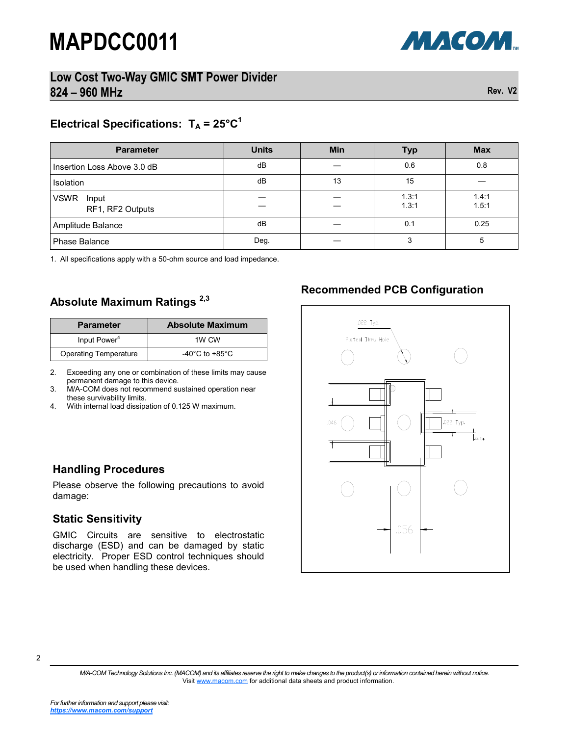# MAPDCC0011

## Low Cost Two-Way GMIC SMT Power Divider 824 – 960 MHz

Rev. V2

### Electrical Specifications: $T_A$ = 25°C[1]

| Parameter | Units | Min | Typ | Max |
|---|---|---|---|---|
| Insertion Loss Above 3.0 dB | dB | — | 0.6 | 0.8 |
| Isolation | dB | 13 | 15 | — |
| VSWR Input<br>RF1, RF2 Outputs | —<br>— | —<br>— | 1.3:1<br>1.3:1 | 1.4:1<br>1.5:1 |
| Amplitude Balance | dB | — | 0.1 | 0.25 |
| Phase Balance | Deg. | — | 3 | 5 |

1. All specifications apply with a 50-ohm source and load impedance.

### Absolute Maximum Ratings [2,3]

| Parameter | Absolute Maximum |
|---|---|
| Input Power[4] | 1W CW |
| Operating Temperature | -40°C to +85°C |

2. Exceeding any one or combination of these limits may cause permanent damage to this device.
3. M/A-COM does not recommend sustained operation near these survivability limits.
4. With internal load dissipation of 0.125 W maximum.

### Recommended PCB Configuration

.022 Typ.

Plated Thru Hole

.046

.022 Typ.

.056

### Handling Procedures

Please observe the following precautions to avoid damage:

### Static Sensitivity

GMIC Circuits are sensitive to electrostatic discharge (ESD) and can be damaged by static electricity. Proper ESD control techniques should be used when handling these devices.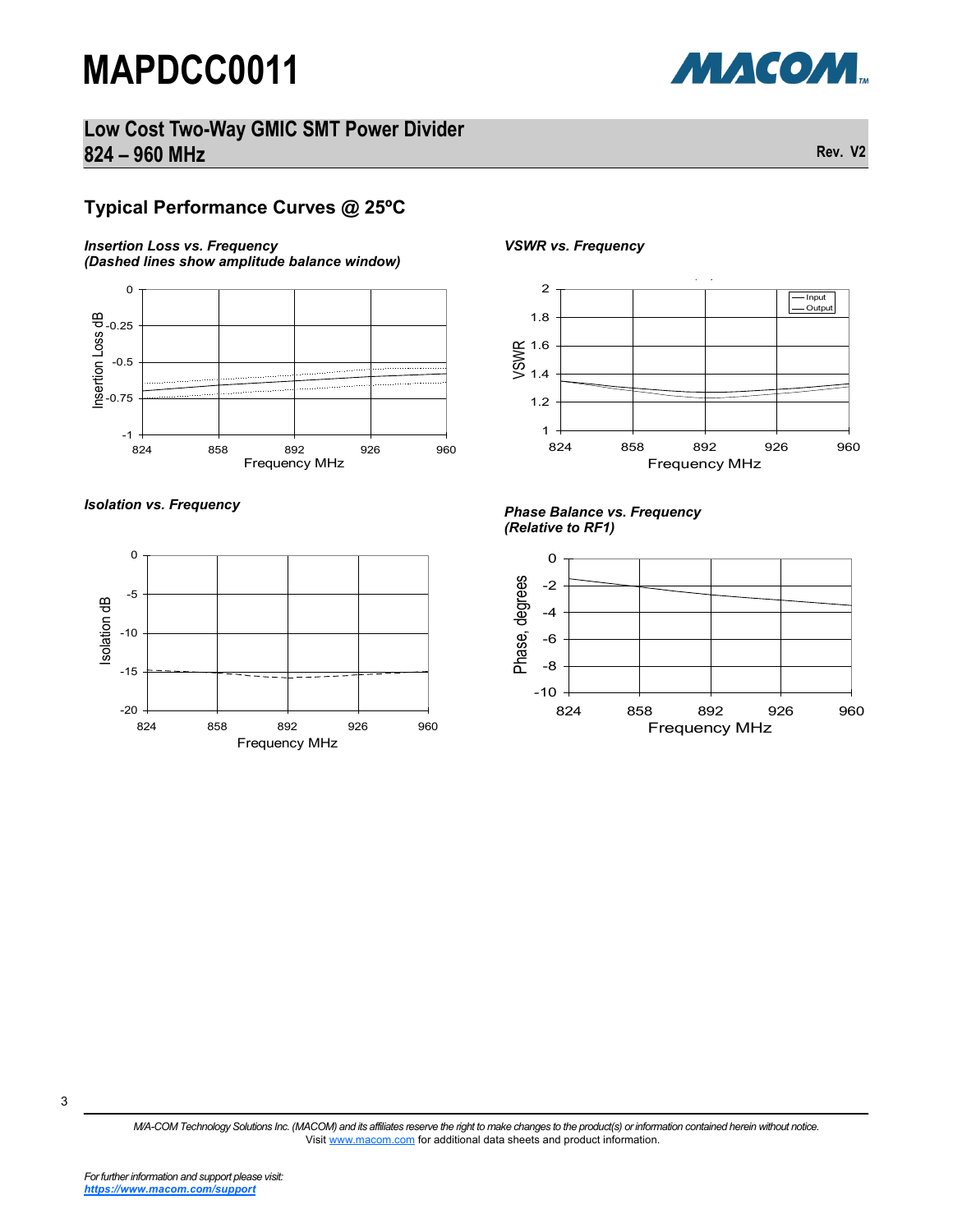## Typical Performance Curves @ 25ºC

***Insertion Loss vs. Frequency***
***(Dashed lines show amplitude balance window)***

***VSWR vs. Frequency***

***Isolation vs. Frequency***

***Phase Balance vs. Frequency***
***(Relative to RF1)***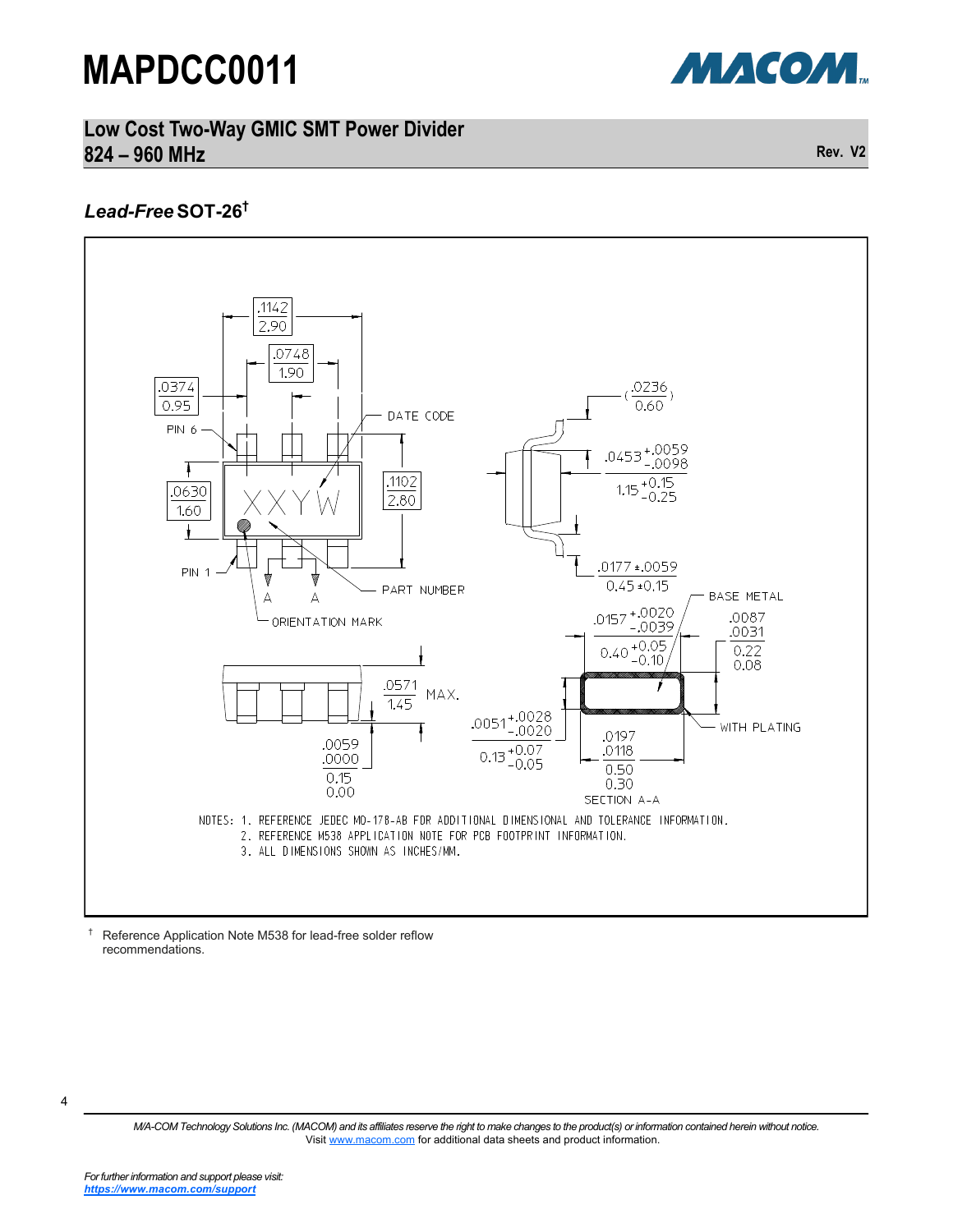# MAPDCC0011

## Low Cost Two-Way GMIC SMT Power Divider
## 824 – 960 MHz

Rev. V2

### *Lead-Free* SOT-26[†]

.1142 / 2.90

.0748 / 1.90

.0374 / 0.95

PIN 6

DATE CODE

.0630 / 1.60

XXYW

.1102 / 2.80

PIN 1

A A

PART NUMBER

ORIENTATION MARK

(.0236 / 0.60)

.0453 +.0059 / -.0098

1.15 +0.15 / -0.25

.0177 ±.0059

0.45 ±0.15

BASE METAL

.0157 +.0020 / -.0039

0.40 +0.05 / -0.10

.0087 / .0031

0.22 / 0.08

.0571 / 1.45 MAX.

.0051 +.0028 / -.0020

0.13 +0.07 / -0.05

WITH PLATING

.0197 / .0118

0.50 / 0.30

.0059 / .0000

0.15 / 0.00

SECTION A-A

NOTES:
1. REFERENCE JEDEC MO-178-AB FOR ADDITIONAL DIMENSIONAL AND TOLERANCE INFORMATION.
2. REFERENCE M538 APPLICATION NOTE FOR PCB FOOTPRINT INFORMATION.
3. ALL DIMENSIONS SHOWN AS INCHES/MM.

† Reference Application Note M538 for lead-free solder reflow recommendations.

M/A-COM Technology Solutions Inc. (MACOM) and its affiliates reserve the right to make changes to the product(s) or information contained herein without notice. Visit www.macom.com for additional data sheets and product information.

*For further information and support please visit:*
***https://www.macom.com/support***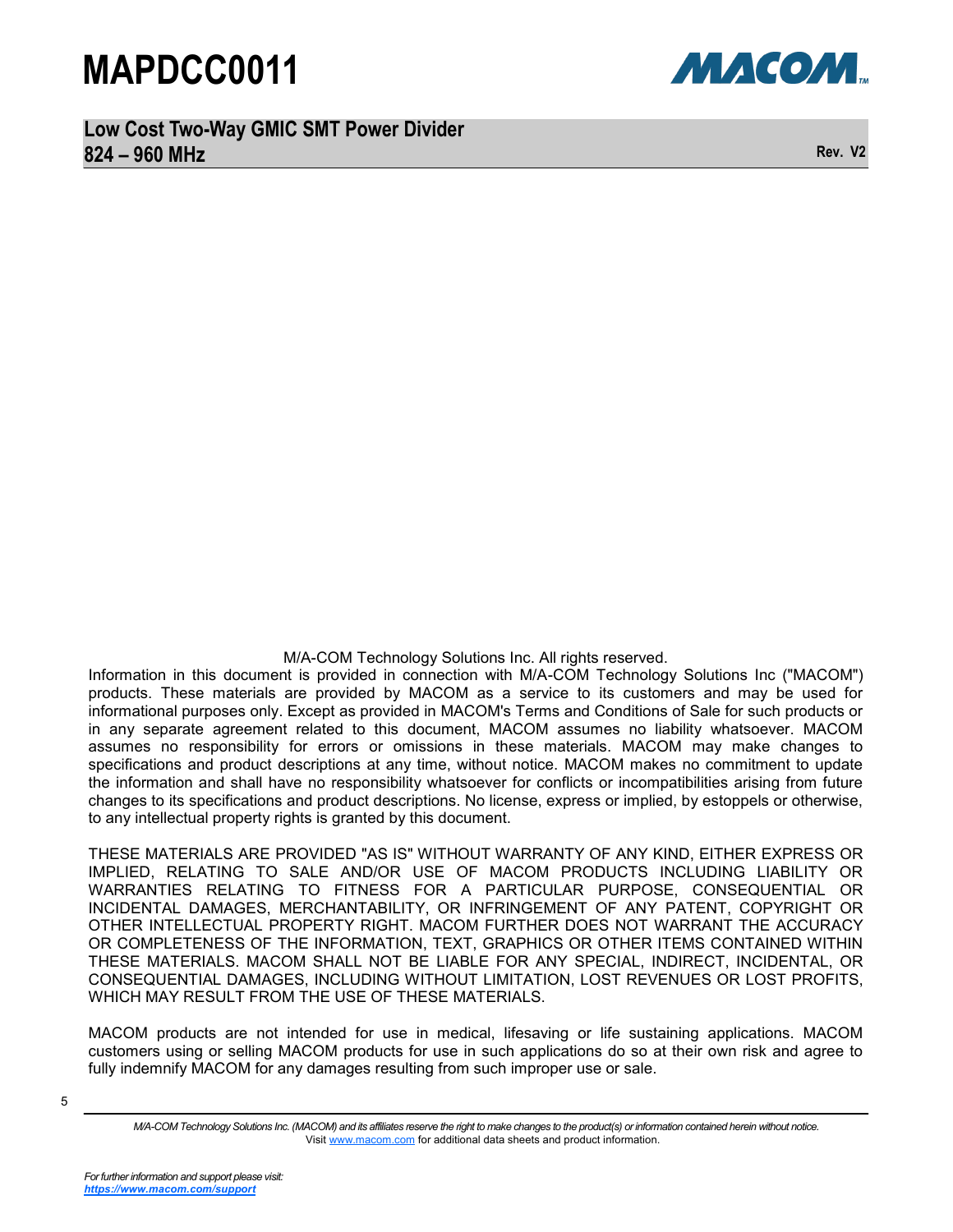M/A-COM Technology Solutions Inc. All rights reserved.

Information in this document is provided in connection with M/A-COM Technology Solutions Inc ("MACOM") products. These materials are provided by MACOM as a service to its customers and may be used for informational purposes only. Except as provided in MACOM's Terms and Conditions of Sale for such products or in any separate agreement related to this document, MACOM assumes no liability whatsoever. MACOM assumes no responsibility for errors or omissions in these materials. MACOM may make changes to specifications and product descriptions at any time, without notice. MACOM makes no commitment to update the information and shall have no responsibility whatsoever for conflicts or incompatibilities arising from future changes to its specifications and product descriptions. No license, express or implied, by estoppels or otherwise, to any intellectual property rights is granted by this document.

THESE MATERIALS ARE PROVIDED "AS IS" WITHOUT WARRANTY OF ANY KIND, EITHER EXPRESS OR IMPLIED, RELATING TO SALE AND/OR USE OF MACOM PRODUCTS INCLUDING LIABILITY OR WARRANTIES RELATING TO FITNESS FOR A PARTICULAR PURPOSE, CONSEQUENTIAL OR INCIDENTAL DAMAGES, MERCHANTABILITY, OR INFRINGEMENT OF ANY PATENT, COPYRIGHT OR OTHER INTELLECTUAL PROPERTY RIGHT. MACOM FURTHER DOES NOT WARRANT THE ACCURACY OR COMPLETENESS OF THE INFORMATION, TEXT, GRAPHICS OR OTHER ITEMS CONTAINED WITHIN THESE MATERIALS. MACOM SHALL NOT BE LIABLE FOR ANY SPECIAL, INDIRECT, INCIDENTAL, OR CONSEQUENTIAL DAMAGES, INCLUDING WITHOUT LIMITATION, LOST REVENUES OR LOST PROFITS, WHICH MAY RESULT FROM THE USE OF THESE MATERIALS.

MACOM products are not intended for use in medical, lifesaving or life sustaining applications. MACOM customers using or selling MACOM products for use in such applications do so at their own risk and agree to fully indemnify MACOM for any damages resulting from such improper use or sale.